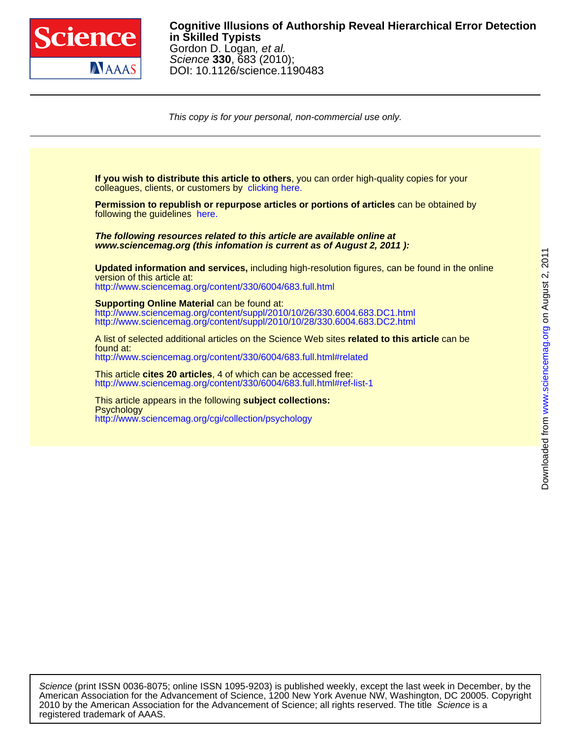**Science** AAAS

# Cognitive Illusions of Authorship Reveal Hierarchical Error Detection in Skilled Typists

Gordon D. Logan, *et al.*

*Science* **330**, 683 (2010);

DOI: 10.1126/science.1190483

*This copy is for your personal, non-commercial use only.*

**If you wish to distribute this article to others**, you can order high-quality copies for your colleagues, clients, or customers by clicking here.

**Permission to republish or repurpose articles or portions of articles** can be obtained by following the guidelines here.

***The following resources related to this article are available online at www.sciencemag.org (this infomation is current as of August 2, 2011 ):***

**Updated information and services,** including high-resolution figures, can be found in the online version of this article at:
http://www.sciencemag.org/content/330/6004/683.full.html

**Supporting Online Material** can be found at:
http://www.sciencemag.org/content/suppl/2010/10/26/330.6004.683.DC1.html
http://www.sciencemag.org/content/suppl/2010/10/28/330.6004.683.DC2.html

A list of selected additional articles on the Science Web sites **related to this article** can be found at:
http://www.sciencemag.org/content/330/6004/683.full.html#related

This article **cites 20 articles**, 4 of which can be accessed free:
http://www.sciencemag.org/content/330/6004/683.full.html#ref-list-1

This article appears in the following **subject collections:**
Psychology
http://www.sciencemag.org/cgi/collection/psychology

Downloaded from www.sciencemag.org on August 2, 2011

*Science* (print ISSN 0036-8075; online ISSN 1095-9203) is published weekly, except the last week in December, by the American Association for the Advancement of Science, 1200 New York Avenue NW, Washington, DC 20005. Copyright 2010 by the American Association for the Advancement of Science; all rights reserved. The title *Science* is a registered trademark of AAAS.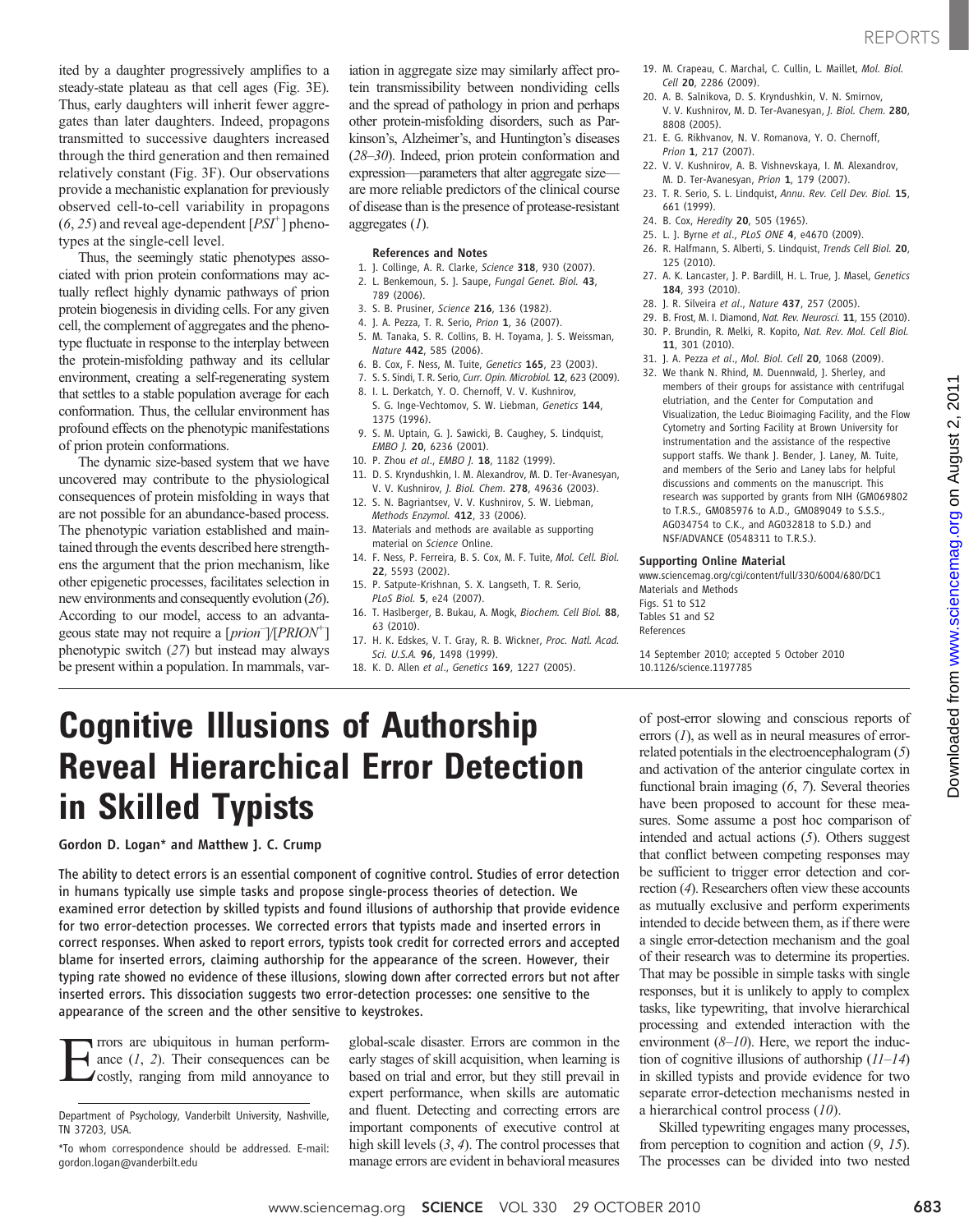ited by a daughter progressively amplifies to a steady-state plateau as that cell ages (Fig. 3E). Thus, early daughters will inherit fewer aggregates than later daughters. Indeed, propagons transmitted to successive daughters increased through the third generation and then remained relatively constant (Fig. 3F). Our observations provide a mechanistic explanation for previously observed cell-to-cell variability in propagons (*6*, *25*) and reveal age-dependent [*PSI*$^+$] phenotypes at the single-cell level.

Thus, the seemingly static phenotypes associated with prion protein conformations may actually reflect highly dynamic pathways of prion protein biogenesis in dividing cells. For any given cell, the complement of aggregates and the phenotype fluctuate in response to the interplay between the protein-misfolding pathway and its cellular environment, creating a self-regenerating system that settles to a stable population average for each conformation. Thus, the cellular environment has profound effects on the phenotypic manifestations of prion protein conformations.

The dynamic size-based system that we have uncovered may contribute to the physiological consequences of protein misfolding in ways that are not possible for an abundance-based process. The phenotypic variation established and maintained through the events described here strengthens the argument that the prion mechanism, like other epigenetic processes, facilitates selection in new environments and consequently evolution (*26*). According to our model, access to an advantageous state may not require a [*prion*$^-$]/[*PRION*$^+$] phenotypic switch (*27*) but instead may always be present within a population. In mammals, variation in aggregate size may similarly affect protein transmissibility between nondividing cells and the spread of pathology in prion and perhaps other protein-misfolding disorders, such as Parkinson's, Alzheimer's, and Huntington's diseases (*28*–*30*). Indeed, prion protein conformation and expression—parameters that alter aggregate size—are more reliable predictors of the clinical course of disease than is the presence of protease-resistant aggregates (*1*).

### References and Notes

1. J. Collinge, A. R. Clarke, *Science* **318**, 930 (2007).
2. L. Benkemoun, S. J. Saupe, *Fungal Genet. Biol.* **43**, 789 (2006).
3. S. B. Prusiner, *Science* **216**, 136 (1982).
4. J. A. Pezza, T. R. Serio, *Prion* **1**, 36 (2007).
5. M. Tanaka, S. R. Collins, B. H. Toyama, J. S. Weissman, *Nature* **442**, 585 (2006).
6. B. Cox, F. Ness, M. Tuite, *Genetics* **165**, 23 (2003).
7. S. S. Sindi, T. R. Serio, *Curr. Opin. Microbiol.* **12**, 623 (2009).
8. I. L. Derkatch, Y. O. Chernoff, V. V. Kushnirov, S. G. Inge-Vechtomov, S. W. Liebman, *Genetics* **144**, 1375 (1996).
9. S. M. Uptain, G. J. Sawicki, B. Caughey, S. Lindquist, *EMBO J.* **20**, 6236 (2001).
10. P. Zhou *et al.*, *EMBO J.* **18**, 1182 (1999).
11. D. S. Kryndushkin, I. M. Alexandrov, M. D. Ter-Avanesyan, V. V. Kushnirov, *J. Biol. Chem.* **278**, 49636 (2003).
12. S. N. Bagriantsev, V. V. Kushnirov, S. W. Liebman, *Methods Enzymol.* **412**, 33 (2006).
13. Materials and methods are available as supporting material on *Science* Online.
14. F. Ness, P. Ferreira, B. S. Cox, M. F. Tuite, *Mol. Cell. Biol.* **22**, 5593 (2002).
15. P. Satpute-Krishnan, S. X. Langseth, T. R. Serio, *PLoS Biol.* **5**, e24 (2007).
16. T. Haslberger, B. Bukau, A. Mogk, *Biochem. Cell Biol.* **88**, 63 (2010).
17. H. K. Edskes, V. T. Gray, R. B. Wickner, *Proc. Natl. Acad. Sci. U.S.A.* **96**, 1498 (1999).
18. K. D. Allen *et al.*, *Genetics* **169**, 1227 (2005).
19. M. Crapeau, C. Marchal, C. Cullin, L. Maillet, *Mol. Biol. Cell* **20**, 2286 (2009).
20. A. B. Salnikova, D. S. Kryndushkin, V. N. Smirnov, V. V. Kushnirov, M. D. Ter-Avanesyan, *J. Biol. Chem.* **280**, 8808 (2005).
21. E. G. Rikhvanov, N. V. Romanova, Y. O. Chernoff, *Prion* **1**, 217 (2007).
22. V. V. Kushnirov, A. B. Vishnevskaya, I. M. Alexandrov, M. D. Ter-Avanesyan, *Prion* **1**, 179 (2007).
23. T. R. Serio, S. L. Lindquist, *Annu. Rev. Cell Dev. Biol.* **15**, 661 (1999).
24. B. Cox, *Heredity* **20**, 505 (1965).
25. L. J. Byrne *et al.*, *PLoS ONE* **4**, e4670 (2009).
26. R. Halfmann, S. Alberti, S. Lindquist, *Trends Cell Biol.* **20**, 125 (2010).
27. A. K. Lancaster, J. P. Bardill, H. L. True, J. Masel, *Genetics* **184**, 393 (2010).
28. J. R. Silveira *et al.*, *Nature* **437**, 257 (2005).
29. B. Frost, M. I. Diamond, *Nat. Rev. Neurosci.* **11**, 155 (2010).
30. P. Brundin, R. Melki, R. Kopito, *Nat. Rev. Mol. Cell Biol.* **11**, 301 (2010).
31. J. A. Pezza *et al.*, *Mol. Biol. Cell* **20**, 1068 (2009).
32. We thank N. Rhind, M. Duennwald, J. Sherley, and members of their groups for assistance with centrifugal elutriation, and the Center for Computation and Visualization, the Leduc Bioimaging Facility, and the Flow Cytometry and Sorting Facility at Brown University for instrumentation and the assistance of the respective support staffs. We thank J. Bender, J. Laney, M. Tuite, and members of the Serio and Laney labs for helpful discussions and comments on the manuscript. This research was supported by grants from NIH (GM069802 to T.R.S., GM085976 to A.D., GM089049 to S.S.S., AG034754 to C.K., and AG032818 to S.D.) and NSF/ADVANCE (0548311 to T.R.S.).

### Supporting Online Material

www.sciencemag.org/cgi/content/full/330/6004/680/DC1
Materials and Methods
Figs. S1 to S12
Tables S1 and S2
References

14 September 2010; accepted 5 October 2010
10.1126/science.1197785

# Cognitive Illusions of Authorship Reveal Hierarchical Error Detection in Skilled Typists

**Gordon D. Logan\* and Matthew J. C. Crump**

**The ability to detect errors is an essential component of cognitive control. Studies of error detection in humans typically use simple tasks and propose single-process theories of detection. We examined error detection by skilled typists and found illusions of authorship that provide evidence for two error-detection processes. We corrected errors that typists made and inserted errors in correct responses. When asked to report errors, typists took credit for corrected errors and accepted blame for inserted errors, claiming authorship for the appearance of the screen. However, their typing rate showed no evidence of these illusions, slowing down after corrected errors but not after inserted errors. This dissociation suggests two error-detection processes: one sensitive to the appearance of the screen and the other sensitive to keystrokes.**

Errors are ubiquitous in human performance (*1*, *2*). Their consequences can be costly, ranging from mild annoyance to global-scale disaster. Errors are common in the early stages of skill acquisition, when learning is based on trial and error, but they still prevail in expert performance, when skills are automatic and fluent. Detecting and correcting errors are important components of executive control at high skill levels (*3*, *4*). The control processes that manage errors are evident in behavioral measures of post-error slowing and conscious reports of errors (*1*), as well as in neural measures of error-related potentials in the electroencephalogram (*5*) and activation of the anterior cingulate cortex in functional brain imaging (*6*, *7*). Several theories have been proposed to account for these measures. Some assume a post hoc comparison of intended and actual actions (*5*). Others suggest that conflict between competing responses may be sufficient to trigger error detection and correction (*4*). Researchers often view these accounts as mutually exclusive and perform experiments intended to decide between them, as if there were a single error-detection mechanism and the goal of their research was to determine its properties. That may be possible in simple tasks with single responses, but it is unlikely to apply to complex tasks, like typewriting, that involve hierarchical processing and extended interaction with the environment (*8*–*10*). Here, we report the induction of cognitive illusions of authorship (*11*–*14*) in skilled typists and provide evidence for two separate error-detection mechanisms nested in a hierarchical control process (*10*).

Skilled typewriting engages many processes, from perception to cognition and action (*9*, *15*). The processes can be divided into two nested

Department of Psychology, Vanderbilt University, Nashville, TN 37203, USA.

\*To whom correspondence should be addressed. E-mail: gordon.logan@vanderbilt.edu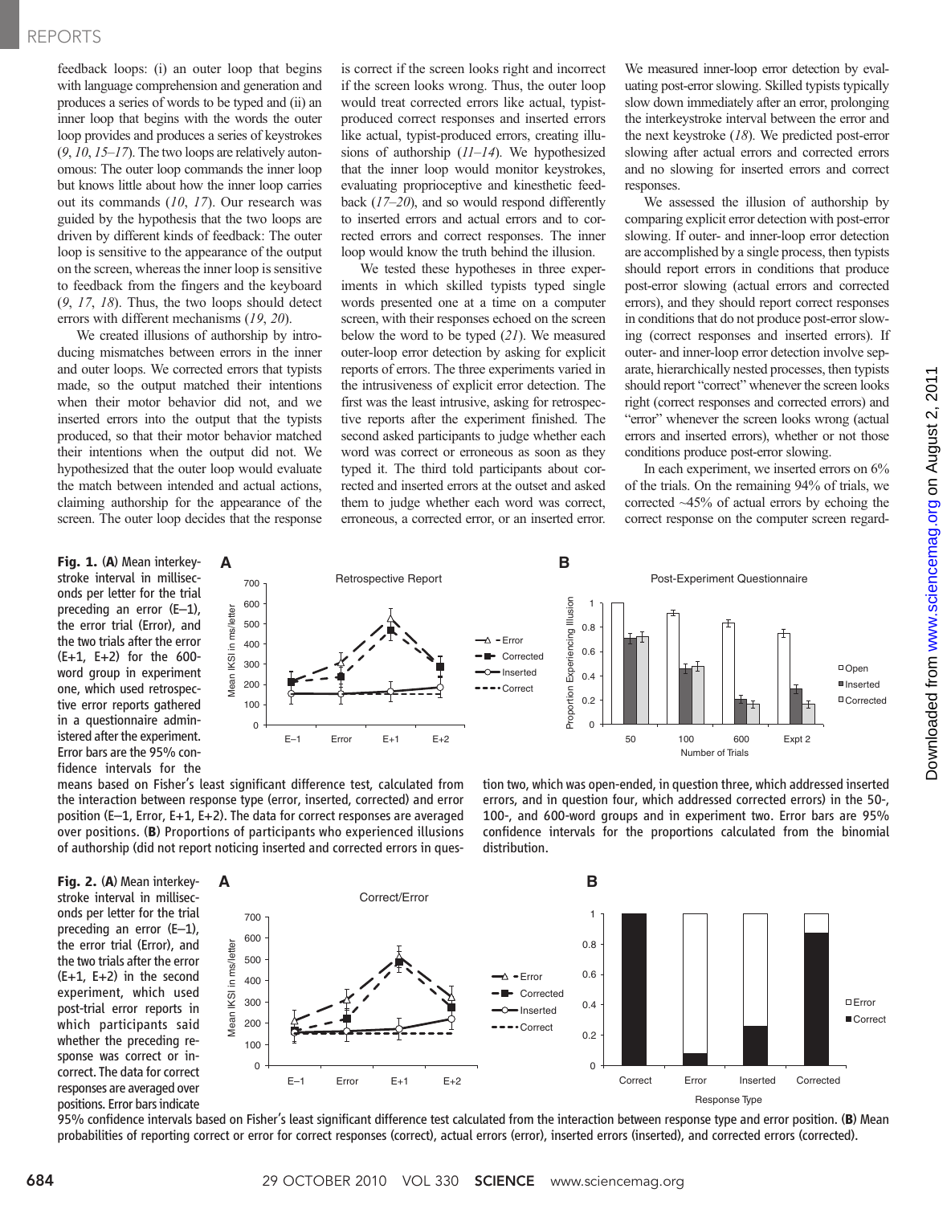feedback loops: (i) an outer loop that begins with language comprehension and generation and produces a series of words to be typed and (ii) an inner loop that begins with the words the outer loop provides and produces a series of keystrokes (*9*, *10*, *15*–*17*). The two loops are relatively autonomous: The outer loop commands the inner loop but knows little about how the inner loop carries out its commands (*10*, *17*). Our research was guided by the hypothesis that the two loops are driven by different kinds of feedback: The outer loop is sensitive to the appearance of the output on the screen, whereas the inner loop is sensitive to feedback from the fingers and the keyboard (*9*, *17*, *18*). Thus, the two loops should detect errors with different mechanisms (*19*, *20*).

We created illusions of authorship by introducing mismatches between errors in the inner and outer loops. We corrected errors that typists made, so the output matched their intentions when their motor behavior did not, and we inserted errors into the output that the typists produced, so that their motor behavior matched their intentions when the output did not. We hypothesized that the outer loop would evaluate the match between intended and actual actions, claiming authorship for the appearance of the screen. The outer loop decides that the response is correct if the screen looks right and incorrect if the screen looks wrong. Thus, the outer loop would treat corrected errors like actual, typist-produced correct responses and inserted errors like actual, typist-produced errors, creating illusions of authorship (*11*–*14*). We hypothesized that the inner loop would monitor keystrokes, evaluating proprioceptive and kinesthetic feedback (*17*–*20*), and so would respond differently to inserted errors and actual errors and to corrected errors and correct responses. The inner loop would know the truth behind the illusion.

We tested these hypotheses in three experiments in which skilled typists typed single words presented one at a time on a computer screen, with their responses echoed on the screen below the word to be typed (*21*). We measured outer-loop error detection by asking for explicit reports of errors. The three experiments varied in the intrusiveness of explicit error detection. The first was the least intrusive, asking for retrospective reports after the experiment finished. The second asked participants to judge whether each word was correct or erroneous as soon as they typed it. The third told participants about corrected and inserted errors at the outset and asked them to judge whether each word was correct, erroneous, a corrected error, or an inserted error. We measured inner-loop error detection by evaluating post-error slowing. Skilled typists typically slow down immediately after an error, prolonging the interkeystroke interval between the error and the next keystroke (*18*). We predicted post-error slowing after actual errors and corrected errors and no slowing for inserted errors and correct responses.

We assessed the illusion of authorship by comparing explicit error detection with post-error slowing. If outer- and inner-loop error detection are accomplished by a single process, then typists should report errors in conditions that produce post-error slowing (actual errors and corrected errors), and they should report correct responses in conditions that do not produce post-error slowing (correct responses and inserted errors). If outer- and inner-loop error detection involve separate, hierarchically nested processes, then typists should report "correct" whenever the screen looks right (correct responses and corrected errors) and "error" whenever the screen looks wrong (actual errors and inserted errors), whether or not those conditions produce post-error slowing.

In each experiment, we inserted errors on 6% of the trials. On the remaining 94% of trials, we corrected ~45% of actual errors by echoing the correct response on the computer screen regard-

A

Retrospective Report

Mean IKSI in ms/letter

700
600
500
400
300
200
100
0

E–1 Error E+1 E+2

Error
Corrected
Inserted
Correct

B

Post-Experiment Questionnaire

Proportion Experiencing Illusion

1
0.8
0.6
0.4
0.2
0

50 100 600 Expt 2

Number of Trials

Open
Inserted
Corrected

**Fig. 1.** (**A**) Mean interkeystroke interval in milliseconds per letter for the trial preceding an error (E–1), the error trial (Error), and the two trials after the error (E+1, E+2) for the 600-word group in experiment one, which used retrospective error reports gathered in a questionnaire administered after the experiment. Error bars are the 95% confidence intervals for the means based on Fisher's least significant difference test, calculated from the interaction between response type (error, inserted, corrected) and error position (E–1, Error, E+1, E+2). The data for correct responses are averaged over positions. (**B**) Proportions of participants who experienced illusions of authorship (did not report noticing inserted and corrected errors in question two, which was open-ended, in question three, which addressed inserted errors, and in question four, which addressed corrected errors) in the 50-, 100-, and 600-word groups and in experiment two. Error bars are 95% confidence intervals for the proportions calculated from the binomial distribution.

A

Correct/Error

Mean IKSI in ms/letter

700
600
500
400
300
200
100
0

E–1 Error E+1 E+2

Error
Corrected
Inserted
Correct

B

1
0.8
0.6
0.4
0.2
0

Correct Error Inserted Corrected

Response Type

Error
Correct

**Fig. 2.** (**A**) Mean interkeystroke interval in milliseconds per letter for the trial preceding an error (E–1), the error trial (Error), and the two trials after the error (E+1, E+2) in the second experiment, which used post-trial error reports in which participants said whether the preceding response was correct or incorrect. The data for correct responses are averaged over positions. Error bars indicate 95% confidence intervals based on Fisher's least significant difference test calculated from the interaction between response type and error position. (**B**) Mean probabilities of reporting correct or error for correct responses (correct), actual errors (error), inserted errors (inserted), and corrected errors (corrected).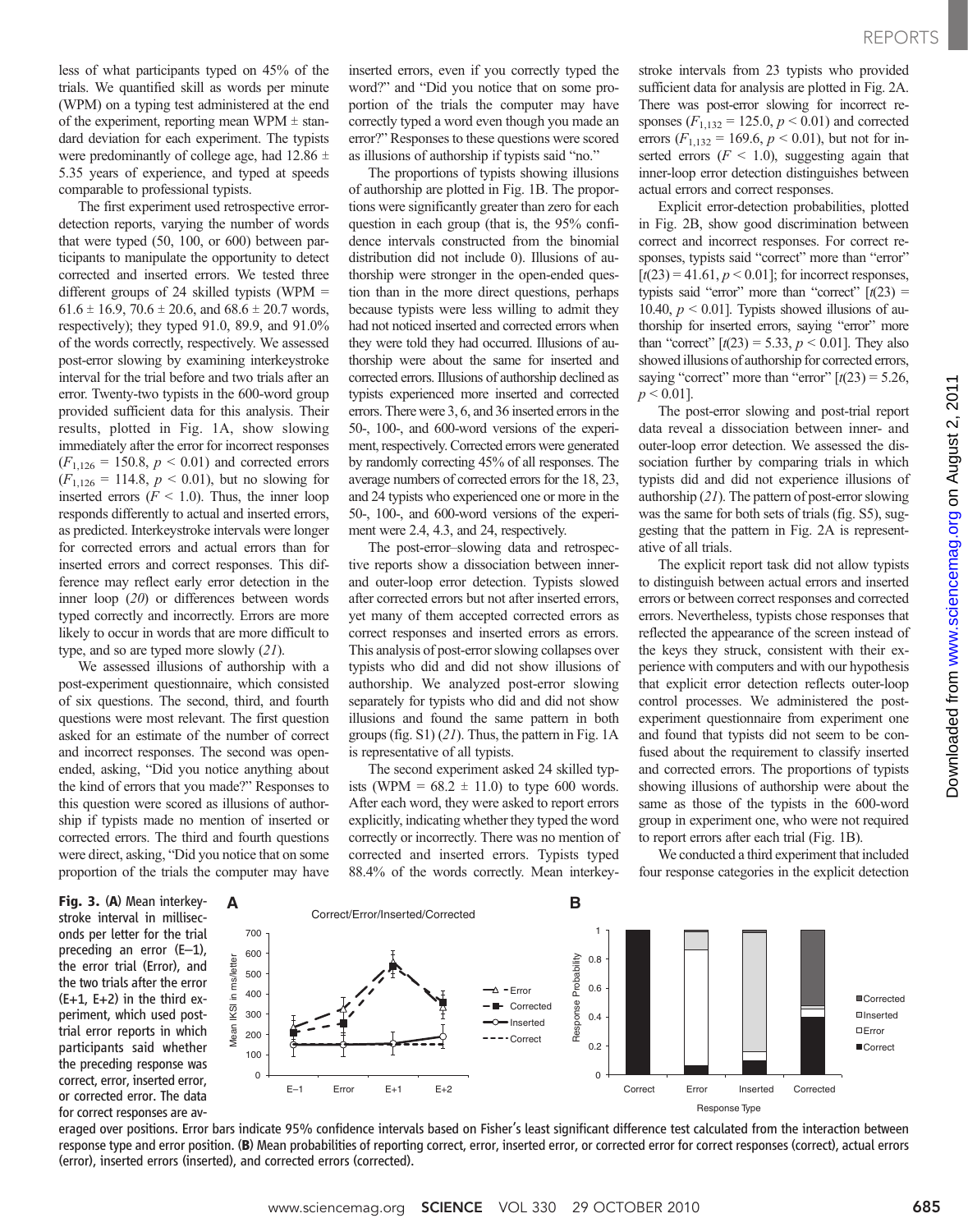less of what participants typed on 45% of the trials. We quantified skill as words per minute (WPM) on a typing test administered at the end of the experiment, reporting mean WPM ± standard deviation for each experiment. The typists were predominantly of college age, had 12.86 ± 5.35 years of experience, and typed at speeds comparable to professional typists.

The first experiment used retrospective error-detection reports, varying the number of words that were typed (50, 100, or 600) between participants to manipulate the opportunity to detect corrected and inserted errors. We tested three different groups of 24 skilled typists (WPM = 61.6 ± 16.9, 70.6 ± 20.6, and 68.6 ± 20.7 words, respectively); they typed 91.0, 89.9, and 91.0% of the words correctly, respectively. We assessed post-error slowing by examining interkeystroke interval for the trial before and two trials after an error. Twenty-two typists in the 600-word group provided sufficient data for this analysis. Their results, plotted in Fig. 1A, show slowing immediately after the error for incorrect responses ($F_{1,126}$ = 150.8, $p$ < 0.01) and corrected errors ($F_{1,126}$ = 114.8, $p$ < 0.01), but no slowing for inserted errors ($F$ < 1.0). Thus, the inner loop responds differently to actual and inserted errors, as predicted. Interkeystroke intervals were longer for corrected errors and actual errors than for inserted errors and correct responses. This difference may reflect early error detection in the inner loop (20) or differences between words typed correctly and incorrectly. Errors are more likely to occur in words that are more difficult to type, and so are typed more slowly (21).

We assessed illusions of authorship with a post-experiment questionnaire, which consisted of six questions. The second, third, and fourth questions were most relevant. The first question asked for an estimate of the number of correct and incorrect responses. The second was open-ended, asking, "Did you notice anything about the kind of errors that you made?" Responses to this question were scored as illusions of authorship if typists made no mention of inserted or corrected errors. The third and fourth questions were direct, asking, "Did you notice that on some proportion of the trials the computer may have inserted errors, even if you correctly typed the word?" and "Did you notice that on some proportion of the trials the computer may have correctly typed a word even though you made an error?" Responses to these questions were scored as illusions of authorship if typists said "no."

The proportions of typists showing illusions of authorship are plotted in Fig. 1B. The proportions were significantly greater than zero for each question in each group (that is, the 95% confidence intervals constructed from the binomial distribution did not include 0). Illusions of authorship were stronger in the open-ended question than in the more direct questions, perhaps because typists were less willing to admit they had not noticed inserted and corrected errors when they were told they had occurred. Illusions of authorship were about the same for inserted and corrected errors. Illusions of authorship declined as typists experienced more inserted and corrected errors. There were 3, 6, and 36 inserted errors in the 50-, 100-, and 600-word versions of the experiment, respectively. Corrected errors were generated by randomly correcting 45% of all responses. The average numbers of corrected errors for the 18, 23, and 24 typists who experienced one or more in the 50-, 100-, and 600-word versions of the experiment were 2.4, 4.3, and 24, respectively.

The post-error–slowing data and retrospective reports show a dissociation between inner- and outer-loop error detection. Typists slowed after corrected errors but not after inserted errors, yet many of them accepted corrected errors as correct responses and inserted errors as errors. This analysis of post-error slowing collapses over typists who did and did not show illusions of authorship. We analyzed post-error slowing separately for typists who did and did not show illusions and found the same pattern in both groups (fig. S1) (21). Thus, the pattern in Fig. 1A is representative of all typists.

The second experiment asked 24 skilled typists (WPM = 68.2 ± 11.0) to type 600 words. After each word, they were asked to report errors explicitly, indicating whether they typed the word correctly or incorrectly. There was no mention of corrected and inserted errors. Typists typed 88.4% of the words correctly. Mean interkeystroke intervals from 23 typists who provided sufficient data for analysis are plotted in Fig. 2A. There was post-error slowing for incorrect responses ($F_{1,132}$ = 125.0, $p$ < 0.01) and corrected errors ($F_{1,132}$ = 169.6, $p$ < 0.01), but not for inserted errors ($F$ < 1.0), suggesting again that inner-loop error detection distinguishes between actual errors and correct responses.

Explicit error-detection probabilities, plotted in Fig. 2B, show good discrimination between correct and incorrect responses. For correct responses, typists said "correct" more than "error" [$t(23)$ = 41.61, $p$ < 0.01]; for incorrect responses, typists said "error" more than "correct" [$t(23)$ = 10.40, $p$ < 0.01]. Typists showed illusions of authorship for inserted errors, saying "error" more than "correct" [$t(23)$ = 5.33, $p$ < 0.01]. They also showed illusions of authorship for corrected errors, saying "correct" more than "error" [$t(23)$ = 5.26, $p$ < 0.01].

The post-error slowing and post-trial report data reveal a dissociation between inner- and outer-loop error detection. We assessed the dissociation further by comparing trials in which typists did and did not experience illusions of authorship (21). The pattern of post-error slowing was the same for both sets of trials (fig. S5), suggesting that the pattern in Fig. 2A is representative of all trials.

The explicit report task did not allow typists to distinguish between actual errors and inserted errors or between correct responses and corrected errors. Nevertheless, typists chose responses that reflected the appearance of the screen instead of the keys they struck, consistent with their experience with computers and with our hypothesis that explicit error detection reflects outer-loop control processes. We administered the post-experiment questionnaire from experiment one and found that typists did not seem to be confused about the requirement to classify inserted and corrected errors. The proportions of typists showing illusions of authorship were about the same as those of the typists in the 600-word group in experiment one, who were not required to report errors after each trial (Fig. 1B).

We conducted a third experiment that included four response categories in the explicit detection

A

Correct/Error/Inserted/Corrected

Mean IKSI in ms/letter

700
600
500
400
300
200
100
0

E–1
Error
E+1
E+2

Error
Corrected
Inserted
Correct

B

Response Probability

1
0.8
0.6
0.4
0.2
0

Correct
Error
Inserted
Corrected

Response Type

Corrected
Inserted
Error
Correct

**Fig. 3.** (**A**) Mean interkeystroke interval in milliseconds per letter for the trial preceding an error (E–1), the error trial (Error), and the two trials after the error (E+1, E+2) in the third experiment, which used post-trial error reports in which participants said whether the preceding response was correct, error, inserted error, or corrected error. The data for correct responses are averaged over positions. Error bars indicate 95% confidence intervals based on Fisher's least significant difference test calculated from the interaction between response type and error position. (**B**) Mean probabilities of reporting correct, error, inserted error, or corrected error for correct responses (correct), actual errors (error), inserted errors (inserted), and corrected errors (corrected).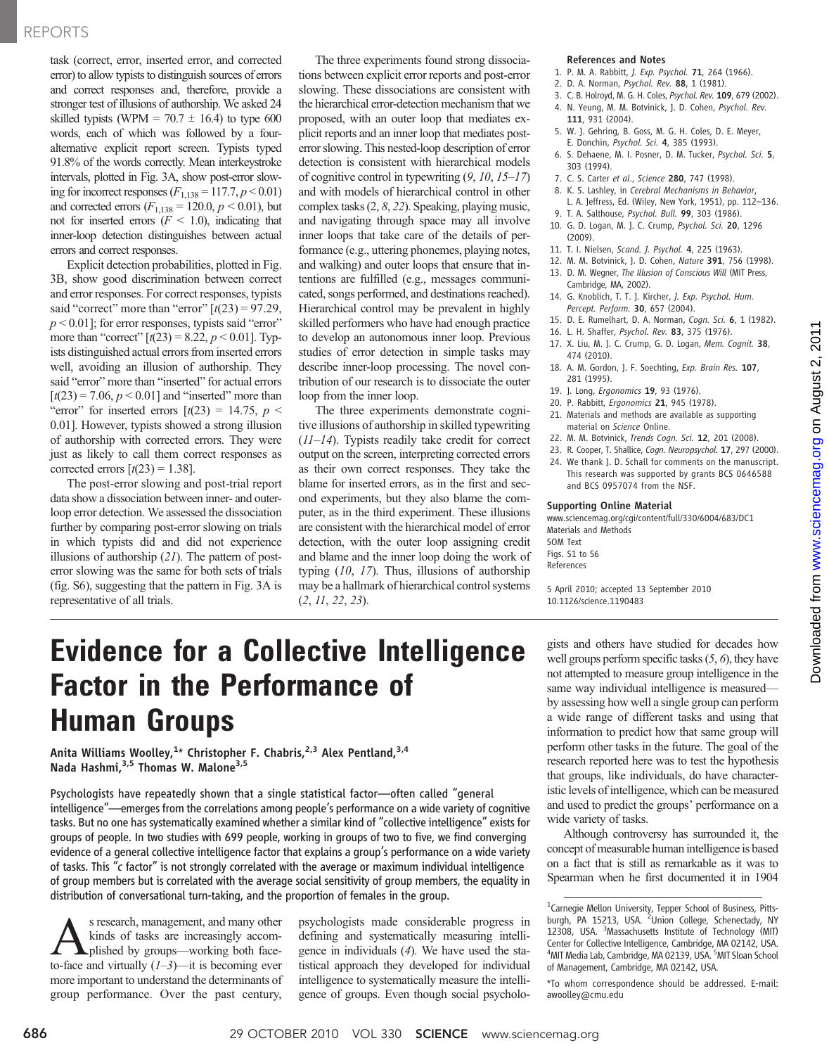task (correct, error, inserted error, and corrected error) to allow typists to distinguish sources of errors and correct responses and, therefore, provide a stronger test of illusions of authorship. We asked 24 skilled typists (WPM = 70.7 ± 16.4) to type 600 words, each of which was followed by a four-alternative explicit report screen. Typists typed 91.8% of the words correctly. Mean interkeystroke intervals, plotted in Fig. 3A, show post-error slowing for incorrect responses ($F_{1,138} = 117.7$, $p < 0.01$) and corrected errors ($F_{1,138} = 120.0$, $p < 0.01$), but not for inserted errors ($F < 1.0$), indicating that inner-loop detection distinguishes between actual errors and correct responses.

Explicit detection probabilities, plotted in Fig. 3B, show good discrimination between correct and error responses. For correct responses, typists said "correct" more than "error" [$t(23) = 97.29$, $p < 0.01$]; for error responses, typists said "error" more than "correct" [$t(23) = 8.22$, $p < 0.01$]. Typists distinguished actual errors from inserted errors well, avoiding an illusion of authorship. They said "error" more than "inserted" for actual errors [$t(23) = 7.06$, $p < 0.01$] and "inserted" more than "error" for inserted errors [$t(23) = 14.75$, $p < 0.01$]. However, typists showed a strong illusion of authorship with corrected errors. They were just as likely to call them correct responses as corrected errors [$t(23) = 1.38$].

The post-error slowing and post-trial report data show a dissociation between inner- and outer-loop error detection. We assessed the dissociation further by comparing post-error slowing on trials in which typists did and did not experience illusions of authorship (*21*). The pattern of post-error slowing was the same for both sets of trials (fig. S6), suggesting that the pattern in Fig. 3A is representative of all trials.

The three experiments found strong dissociations between explicit error reports and post-error slowing. These dissociations are consistent with the hierarchical error-detection mechanism that we proposed, with an outer loop that mediates explicit reports and an inner loop that mediates post-error slowing. This nested-loop description of error detection is consistent with hierarchical models of cognitive control in typewriting (*9*, *10*, *15*–*17*) and with models of hierarchical control in other complex tasks (2, *8*, *22*). Speaking, playing music, and navigating through space may all involve inner loops that take care of the details of performance (e.g., uttering phonemes, playing notes, and walking) and outer loops that ensure that intentions are fulfilled (e.g., messages communicated, songs performed, and destinations reached). Hierarchical control may be prevalent in highly skilled performers who have had enough practice to develop an autonomous inner loop. Previous studies of error detection in simple tasks may describe inner-loop processing. The novel contribution of our research is to dissociate the outer loop from the inner loop.

The three experiments demonstrate cognitive illusions of authorship in skilled typewriting (*11*–*14*). Typists readily take credit for correct output on the screen, interpreting corrected errors as their own correct responses. They take the blame for inserted errors, as in the first and second experiments, but they also blame the computer, as in the third experiment. These illusions are consistent with the hierarchical model of error detection, with the outer loop assigning credit and blame and the inner loop doing the work of typing (*10*, *17*). Thus, illusions of authorship may be a hallmark of hierarchical control systems (*2*, *11*, *22*, *23*).

**References and Notes**

1. P. M. A. Rabbitt, *J. Exp. Psychol.* **71**, 264 (1966).
2. D. A. Norman, *Psychol. Rev.* **88**, 1 (1981).
3. C. B. Holroyd, M. G. H. Coles, *Psychol. Rev.* **109**, 679 (2002).
4. N. Yeung, M. M. Botvinick, J. D. Cohen, *Psychol. Rev.* **111**, 931 (2004).
5. W. J. Gehring, B. Goss, M. G. H. Coles, D. E. Meyer, E. Donchin, *Psychol. Sci.* **4**, 385 (1993).
6. S. Dehaene, M. I. Posner, D. M. Tucker, *Psychol. Sci.* **5**, 303 (1994).
7. C. S. Carter *et al.*, *Science* **280**, 747 (1998).
8. K. S. Lashley, in *Cerebral Mechanisms in Behavior*, L. A. Jeffress, Ed. (Wiley, New York, 1951), pp. 112–136.
9. T. A. Salthouse, *Psychol. Bull.* **99**, 303 (1986).
10. G. D. Logan, M. J. C. Crump, *Psychol. Sci.* **20**, 1296 (2009).
11. T. I. Nielsen, *Scand. J. Psychol.* **4**, 225 (1963).
12. M. M. Botvinick, J. D. Cohen, *Nature* **391**, 756 (1998).
13. D. M. Wegner, *The Illusion of Conscious Will* (MIT Press, Cambridge, MA, 2002).
14. G. Knoblich, T. T. J. Kircher, *J. Exp. Psychol. Hum. Percept. Perform.* **30**, 657 (2004).
15. D. E. Rumelhart, D. A. Norman, *Cogn. Sci.* **6**, 1 (1982).
16. L. H. Shaffer, *Psychol. Rev.* **83**, 375 (1976).
17. X. Liu, M. J. C. Crump, G. D. Logan, *Mem. Cognit.* **38**, 474 (2010).
18. A. M. Gordon, J. F. Soechting, *Exp. Brain Res.* **107**, 281 (1995).
19. J. Long, *Ergonomics* **19**, 93 (1976).
20. P. Rabbitt, *Ergonomics* **21**, 945 (1978).
21. Materials and methods are available as supporting material on *Science* Online.
22. M. M. Botvinick, *Trends Cogn. Sci.* **12**, 201 (2008).
23. R. Cooper, T. Shallice, *Cogn. Neuropsychol.* **17**, 297 (2000).
24. We thank J. D. Schall for comments on the manuscript. This research was supported by grants BCS 0646588 and BCS 0957074 from the NSF.

**Supporting Online Material**

www.sciencemag.org/cgi/content/full/330/6004/683/DC1
Materials and Methods
SOM Text
Figs. S1 to S6
References

5 April 2010; accepted 13 September 2010
10.1126/science.1190483

# Evidence for a Collective Intelligence Factor in the Performance of Human Groups

**Anita Williams Woolley,[1]* Christopher F. Chabris,[2,3] Alex Pentland,[3,4] Nada Hashmi,[3,5] Thomas W. Malone[3,5]**

**Psychologists have repeatedly shown that a single statistical factor—often called "general intelligence"—emerges from the correlations among people's performance on a wide variety of cognitive tasks. But no one has systematically examined whether a similar kind of "collective intelligence" exists for groups of people. In two studies with 699 people, working in groups of two to five, we find converging evidence of a general collective intelligence factor that explains a group's performance on a wide variety of tasks. This "*c* factor" is not strongly correlated with the average or maximum individual intelligence of group members but is correlated with the average social sensitivity of group members, the equality in distribution of conversational turn-taking, and the proportion of females in the group.**

As research, management, and many other kinds of tasks are increasingly accomplished by groups—working both face-to-face and virtually (*1*–*3*)—it is becoming ever more important to understand the determinants of group performance. Over the past century, psychologists made considerable progress in defining and systematically measuring intelligence in individuals (*4*). We have used the statistical approach they developed for individual intelligence to systematically measure the intelligence of groups. Even though social psychologists and others have studied for decades how well groups perform specific tasks (*5*, *6*), they have not attempted to measure group intelligence in the same way individual intelligence is measured—by assessing how well a single group can perform a wide range of different tasks and using that information to predict how that same group will perform other tasks in the future. The goal of the research reported here was to test the hypothesis that groups, like individuals, do have characteristic levels of intelligence, which can be measured and used to predict the groups' performance on a wide variety of tasks.

Although controversy has surrounded it, the concept of measurable human intelligence is based on a fact that is still as remarkable as it was to Spearman when he first documented it in 1904

[1]Carnegie Mellon University, Tepper School of Business, Pittsburgh, PA 15213, USA. [2]Union College, Schenectady, NY 12308, USA. [3]Massachusetts Institute of Technology (MIT) Center for Collective Intelligence, Cambridge, MA 02142, USA. [4]MIT Media Lab, Cambridge, MA 02139, USA. [5]MIT Sloan School of Management, Cambridge, MA 02142, USA.

*To whom correspondence should be addressed. E-mail: awoolley@cmu.edu